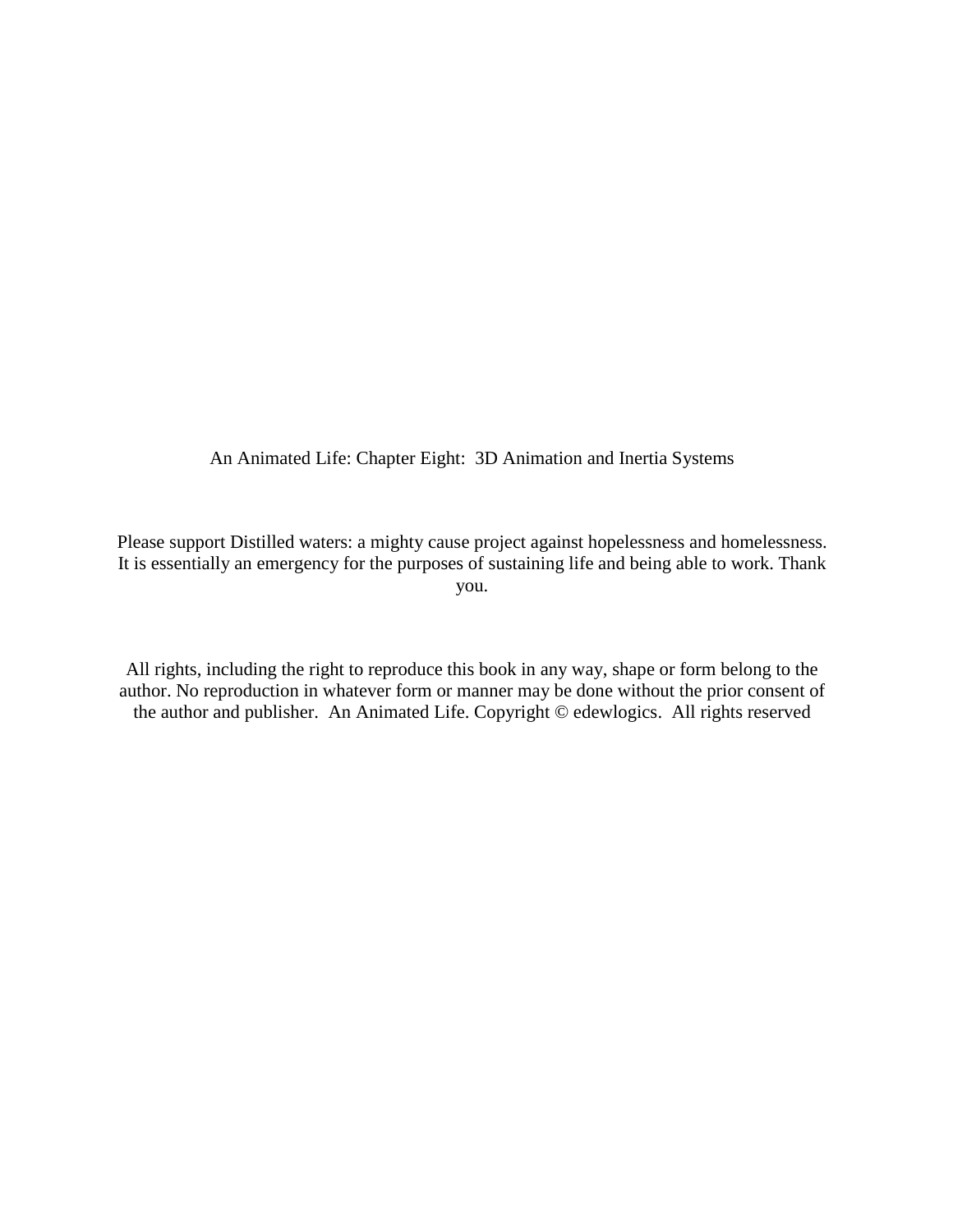An Animated Life: Chapter Eight:  3D Animation and Inertia Systems

Please support Distilled waters: a mighty cause project against hopelessness and homelessness. It is essentially an emergency for the purposes of sustaining life and being able to work. Thank you.

All rights, including the right to reproduce this book in any way, shape or form belong to the author. No reproduction in whatever form or manner may be done without the prior consent of the author and publisher.  An Animated Life. Copyright © edewlogics.  All rights reserved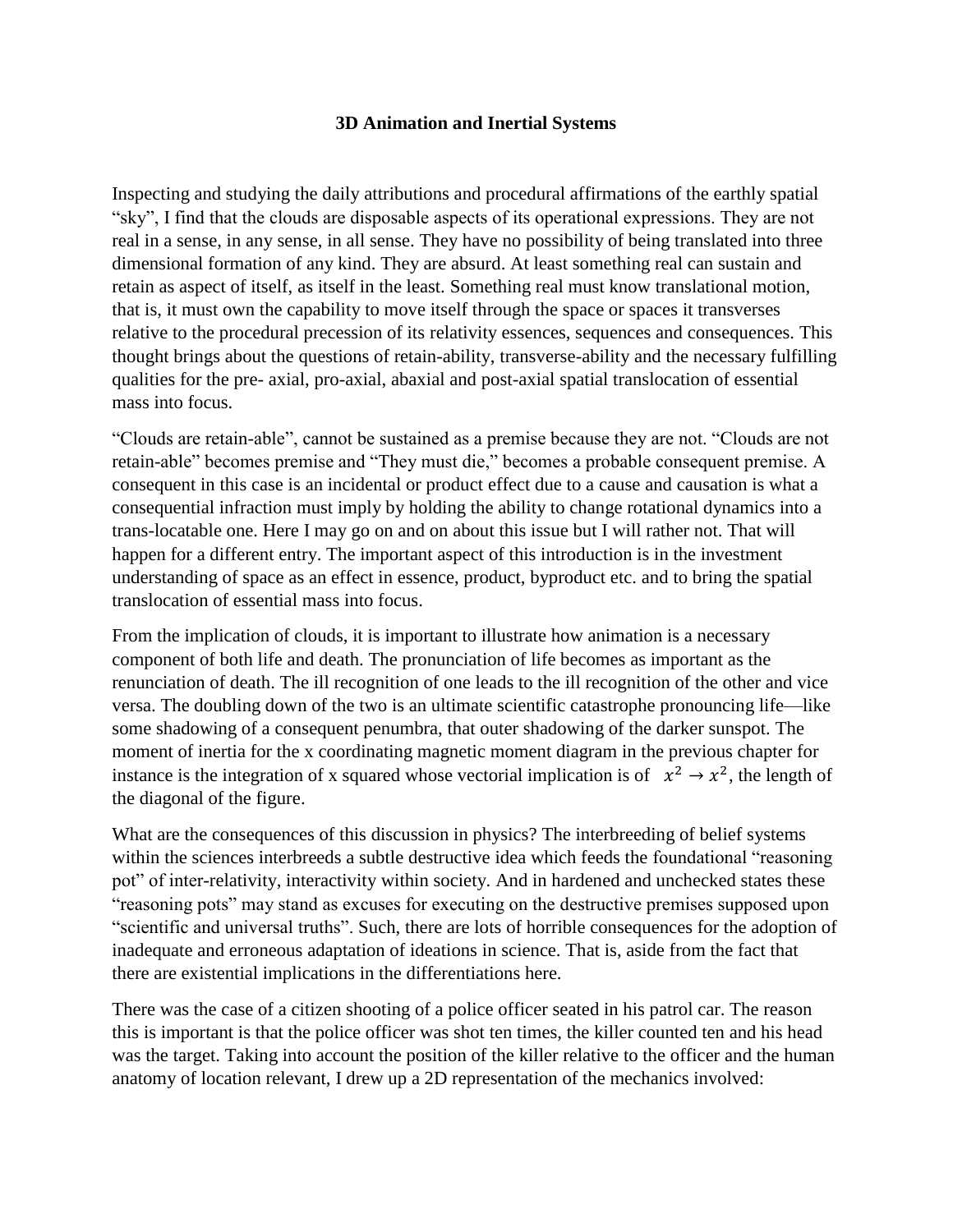**3D Animation and Inertial Systems**

Inspecting and studying the daily attributions and procedural affirmations of the earthly spatial "sky", I find that the clouds are disposable aspects of its operational expressions. They are not real in a sense, in any sense, in all sense. They have no possibility of being translated into three dimensional formation of any kind. They are absurd. At least something real can sustain and retain as aspect of itself, as itself in the least. Something real must know translational motion, that is, it must own the capability to move itself through the space or spaces it transverses relative to the procedural precession of its relativity essences, sequences and consequences. This thought brings about the questions of retain-ability, transverse-ability and the necessary fulfilling qualities for the pre- axial, pro-axial, abaxial and post-axial spatial translocation of essential mass into focus.

"Clouds are retain-able", cannot be sustained as a premise because they are not. "Clouds are not retain-able" becomes premise and "They must die," becomes a probable consequent premise. A consequent in this case is an incidental or product effect due to a cause and causation is what a consequential infraction must imply by holding the ability to change rotational dynamics into a trans-locatable one. Here I may go on and on about this issue but I will rather not. That will happen for a different entry. The important aspect of this introduction is in the investment understanding of space as an effect in essence, product, byproduct etc. and to bring the spatial translocation of essential mass into focus.

From the implication of clouds, it is important to illustrate how animation is a necessary component of both life and death. The pronunciation of life becomes as important as the renunciation of death. The ill recognition of one leads to the ill recognition of the other and vice versa. The doubling down of the two is an ultimate scientific catastrophe pronouncing life—like some shadowing of a consequent penumbra, that outer shadowing of the darker sunspot. The moment of inertia for the x coordinating magnetic moment diagram in the previous chapter for instance is the integration of x squared whose vectorial implication is of $x^2 \rightarrow x^2$, the length of the diagonal of the figure.

What are the consequences of this discussion in physics? The interbreeding of belief systems within the sciences interbreeds a subtle destructive idea which feeds the foundational "reasoning pot" of inter-relativity, interactivity within society. And in hardened and unchecked states these "reasoning pots" may stand as excuses for executing on the destructive premises supposed upon "scientific and universal truths". Such, there are lots of horrible consequences for the adoption of inadequate and erroneous adaptation of ideations in science. That is, aside from the fact that there are existential implications in the differentiations here.

There was the case of a citizen shooting of a police officer seated in his patrol car. The reason this is important is that the police officer was shot ten times, the killer counted ten and his head was the target. Taking into account the position of the killer relative to the officer and the human anatomy of location relevant, I drew up a 2D representation of the mechanics involved: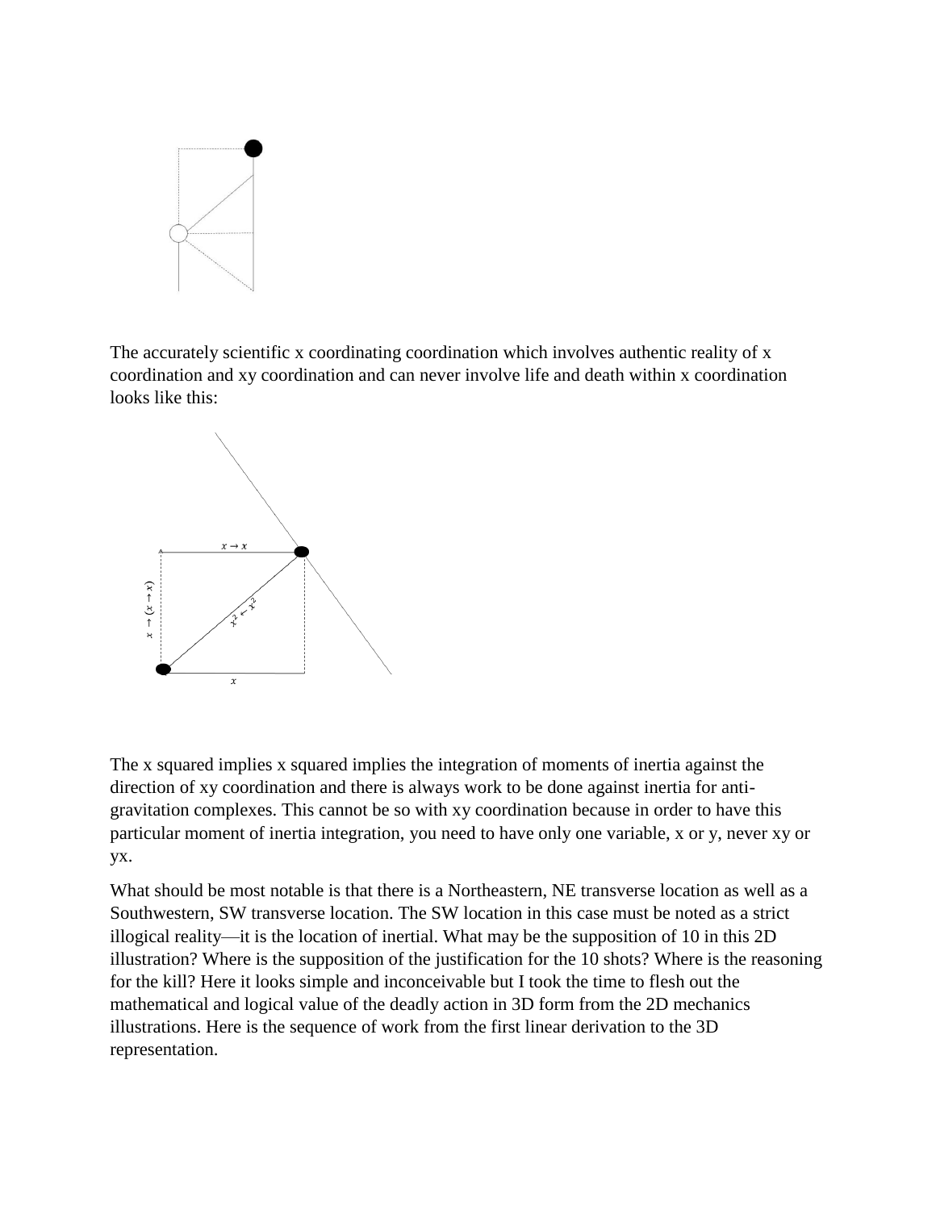The accurately scientific x coordinating coordination which involves authentic reality of x coordination and xy coordination and can never involve life and death within x coordination looks like this:

The x squared implies x squared implies the integration of moments of inertia against the direction of xy coordination and there is always work to be done against inertia for anti-gravitation complexes. This cannot be so with xy coordination because in order to have this particular moment of inertia integration, you need to have only one variable, x or y, never xy or yx.

What should be most notable is that there is a Northeastern, NE transverse location as well as a Southwestern, SW transverse location. The SW location in this case must be noted as a strict illogical reality—it is the location of inertial. What may be the supposition of 10 in this 2D illustration? Where is the supposition of the justification for the 10 shots? Where is the reasoning for the kill? Here it looks simple and inconceivable but I took the time to flesh out the mathematical and logical value of the deadly action in 3D form from the 2D mechanics illustrations. Here is the sequence of work from the first linear derivation to the 3D representation.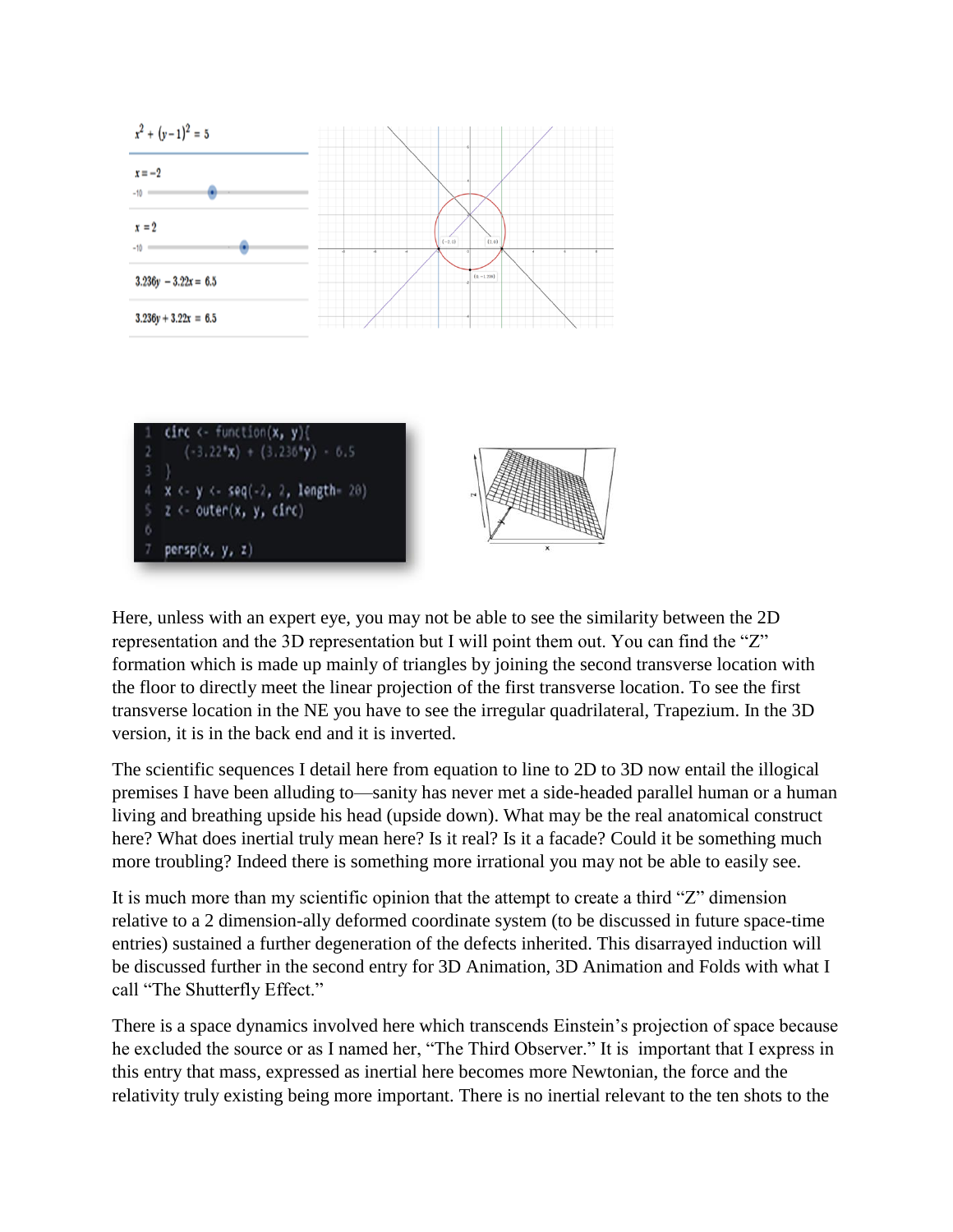$x^2 + (y-1)^2 = 5$

$x = -2$

$x = 2$

$3.236y - 3.22x = 6.5$

$3.236y + 3.22x = 6.5$

```
circ <- function(x, y){
  (-3.22*x) + (3.236*y) - 6.5
}
x <- y <- seq(-2, 2, length= 20)
z <- outer(x, y, circ)

persp(x, y, z)
```

Here, unless with an expert eye, you may not be able to see the similarity between the 2D representation and the 3D representation but I will point them out. You can find the "Z" formation which is made up mainly of triangles by joining the second transverse location with the floor to directly meet the linear projection of the first transverse location. To see the first transverse location in the NE you have to see the irregular quadrilateral, Trapezium. In the 3D version, it is in the back end and it is inverted.

The scientific sequences I detail here from equation to line to 2D to 3D now entail the illogical premises I have been alluding to—sanity has never met a side-headed parallel human or a human living and breathing upside his head (upside down). What may be the real anatomical construct here? What does inertial truly mean here? Is it real? Is it a facade? Could it be something much more troubling? Indeed there is something more irrational you may not be able to easily see.

It is much more than my scientific opinion that the attempt to create a third "Z" dimension relative to a 2 dimension-ally deformed coordinate system (to be discussed in future space-time entries) sustained a further degeneration of the defects inherited. This disarrayed induction will be discussed further in the second entry for 3D Animation, 3D Animation and Folds with what I call "The Shutterfly Effect."

There is a space dynamics involved here which transcends Einstein's projection of space because he excluded the source or as I named her, "The Third Observer." It is important that I express in this entry that mass, expressed as inertial here becomes more Newtonian, the force and the relativity truly existing being more important. There is no inertial relevant to the ten shots to the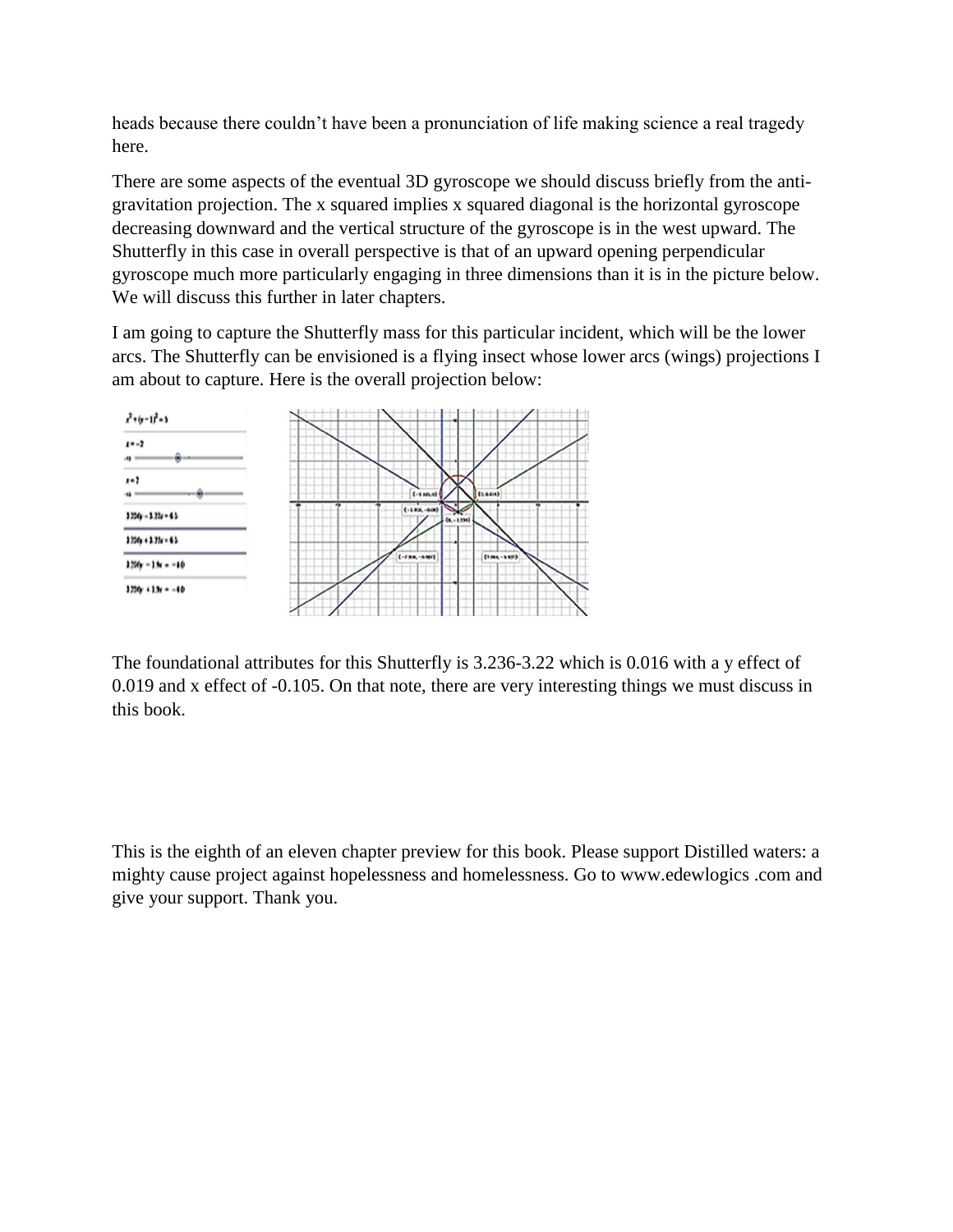heads because there couldn't have been a pronunciation of life making science a real tragedy here.

There are some aspects of the eventual 3D gyroscope we should discuss briefly from the anti-gravitation projection. The x squared implies x squared diagonal is the horizontal gyroscope decreasing downward and the vertical structure of the gyroscope is in the west upward. The Shutterfly in this case in overall perspective is that of an upward opening perpendicular gyroscope much more particularly engaging in three dimensions than it is in the picture below. We will discuss this further in later chapters.

I am going to capture the Shutterfly mass for this particular incident, which will be the lower arcs. The Shutterfly can be envisioned is a flying insect whose lower arcs (wings) projections I am about to capture. Here is the overall projection below:

The foundational attributes for this Shutterfly is 3.236-3.22 which is 0.016 with a y effect of 0.019 and x effect of -0.105. On that note, there are very interesting things we must discuss in this book.

This is the eighth of an eleven chapter preview for this book. Please support Distilled waters: a mighty cause project against hopelessness and homelessness. Go to www.edewlogics .com and give your support. Thank you.